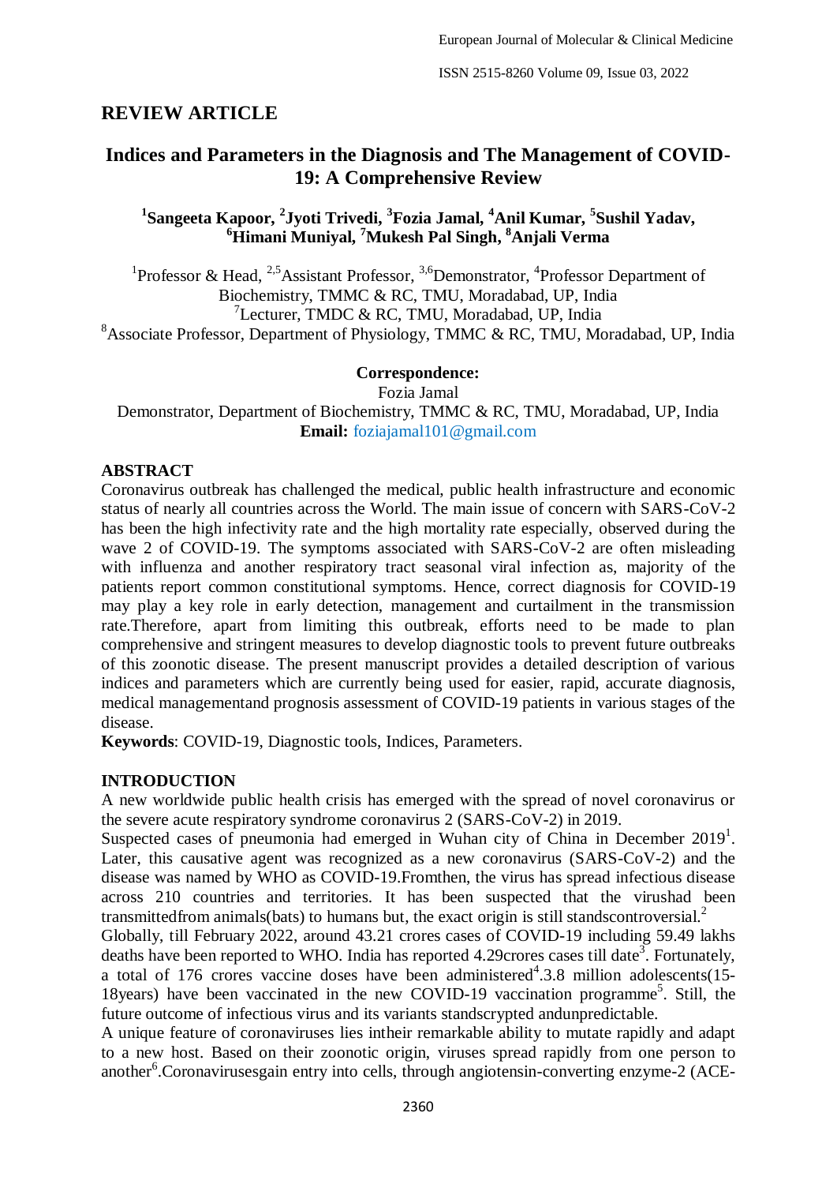## REVIEW ARTICLE

# Indices and Parameters in the Diagnosis and The Management of COVID-19: A Comprehensive Review

**[1]Sangeeta Kapoor, [2]Jyoti Trivedi, [3]Fozia Jamal, [4]Anil Kumar, [5]Sushil Yadav, [6]Himani Muniyal, [7]Mukesh Pal Singh, [8]Anjali Verma**

[1]Professor & Head, [2,5]Assistant Professor, [3,6]Demonstrator, [4]Professor Department of Biochemistry, TMMC & RC, TMU, Moradabad, UP, India
[7]Lecturer, TMDC & RC, TMU, Moradabad, UP, India
[8]Associate Professor, Department of Physiology, TMMC & RC, TMU, Moradabad, UP, India

**Correspondence:**
Fozia Jamal
Demonstrator, Department of Biochemistry, TMMC & RC, TMU, Moradabad, UP, India
**Email:** foziajamal101@gmail.com

## ABSTRACT

Coronavirus outbreak has challenged the medical, public health infrastructure and economic status of nearly all countries across the World. The main issue of concern with SARS-CoV-2 has been the high infectivity rate and the high mortality rate especially, observed during the wave 2 of COVID-19. The symptoms associated with SARS-CoV-2 are often misleading with influenza and another respiratory tract seasonal viral infection as, majority of the patients report common constitutional symptoms. Hence, correct diagnosis for COVID-19 may play a key role in early detection, management and curtailment in the transmission rate.Therefore, apart from limiting this outbreak, efforts need to be made to plan comprehensive and stringent measures to develop diagnostic tools to prevent future outbreaks of this zoonotic disease. The present manuscript provides a detailed description of various indices and parameters which are currently being used for easier, rapid, accurate diagnosis, medical managementand prognosis assessment of COVID-19 patients in various stages of the disease.

**Keywords**: COVID-19, Diagnostic tools, Indices, Parameters.

## INTRODUCTION

A new worldwide public health crisis has emerged with the spread of novel coronavirus or the severe acute respiratory syndrome coronavirus 2 (SARS-CoV-2) in 2019.

Suspected cases of pneumonia had emerged in Wuhan city of China in December 2019[1]. Later, this causative agent was recognized as a new coronavirus (SARS-CoV-2) and the disease was named by WHO as COVID-19.Fromthen, the virus has spread infectious disease across 210 countries and territories. It has been suspected that the virushad been transmittedfrom animals(bats) to humans but, the exact origin is still standscontroversial.[2]

Globally, till February 2022, around 43.21 crores cases of COVID-19 including 59.49 lakhs deaths have been reported to WHO. India has reported 4.29crores cases till date[3]. Fortunately, a total of 176 crores vaccine doses have been administered[4].3.8 million adolescents(15-18years) have been vaccinated in the new COVID-19 vaccination programme[5]. Still, the future outcome of infectious virus and its variants standscrypted andunpredictable.

A unique feature of coronaviruses lies intheir remarkable ability to mutate rapidly and adapt to a new host. Based on their zoonotic origin, viruses spread rapidly from one person to another[6].Coronavirusesgain entry into cells, through angiotensin-converting enzyme-2 (ACE-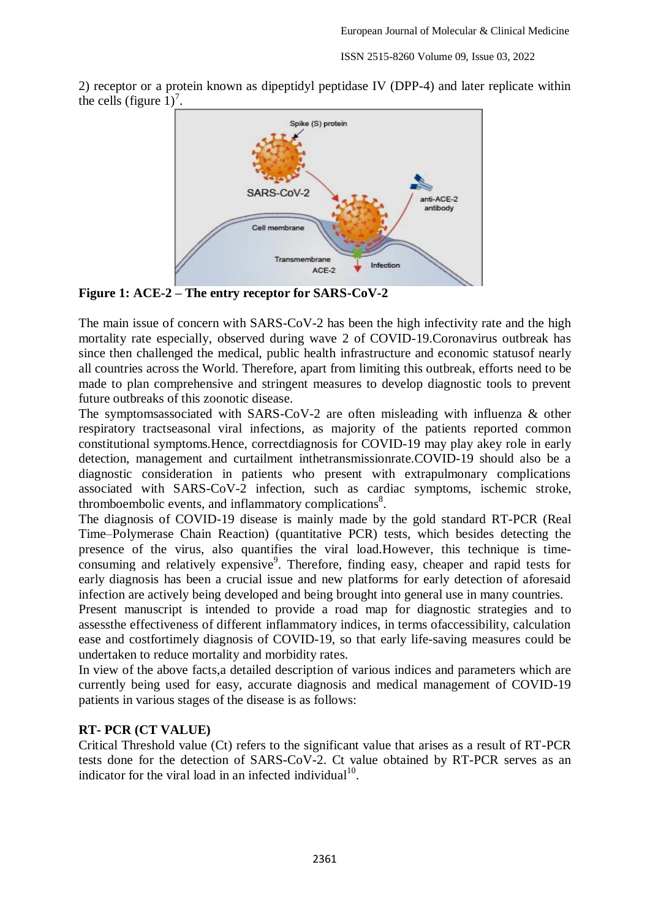2) receptor or a protein known as dipeptidyl peptidase IV (DPP-4) and later replicate within the cells (figure 1)[7].

**Figure 1: ACE-2 – The entry receptor for SARS-CoV-2**

The main issue of concern with SARS-CoV-2 has been the high infectivity rate and the high mortality rate especially, observed during wave 2 of COVID-19.Coronavirus outbreak has since then challenged the medical, public health infrastructure and economic statusof nearly all countries across the World. Therefore, apart from limiting this outbreak, efforts need to be made to plan comprehensive and stringent measures to develop diagnostic tools to prevent future outbreaks of this zoonotic disease.

The symptomsassociated with SARS-CoV-2 are often misleading with influenza & other respiratory tractseasonal viral infections, as majority of the patients reported common constitutional symptoms.Hence, correctdiagnosis for COVID-19 may play akey role in early detection, management and curtailment inthetransmissionrate.COVID-19 should also be a diagnostic consideration in patients who present with extrapulmonary complications associated with SARS-CoV-2 infection, such as cardiac symptoms, ischemic stroke, thromboembolic events, and inflammatory complications[8].

The diagnosis of COVID-19 disease is mainly made by the gold standard RT-PCR (Real Time–Polymerase Chain Reaction) (quantitative PCR) tests, which besides detecting the presence of the virus, also quantifies the viral load.However, this technique is time-consuming and relatively expensive[9]. Therefore, finding easy, cheaper and rapid tests for early diagnosis has been a crucial issue and new platforms for early detection of aforesaid infection are actively being developed and being brought into general use in many countries.

Present manuscript is intended to provide a road map for diagnostic strategies and to assessthe effectiveness of different inflammatory indices, in terms ofaccessibility, calculation ease and costfortimely diagnosis of COVID-19, so that early life-saving measures could be undertaken to reduce mortality and morbidity rates.

In view of the above facts,a detailed description of various indices and parameters which are currently being used for easy, accurate diagnosis and medical management of COVID-19 patients in various stages of the disease is as follows:

## RT- PCR (CT VALUE)

Critical Threshold value (Ct) refers to the significant value that arises as a result of RT-PCR tests done for the detection of SARS-CoV-2. Ct value obtained by RT-PCR serves as an indicator for the viral load in an infected individual[10].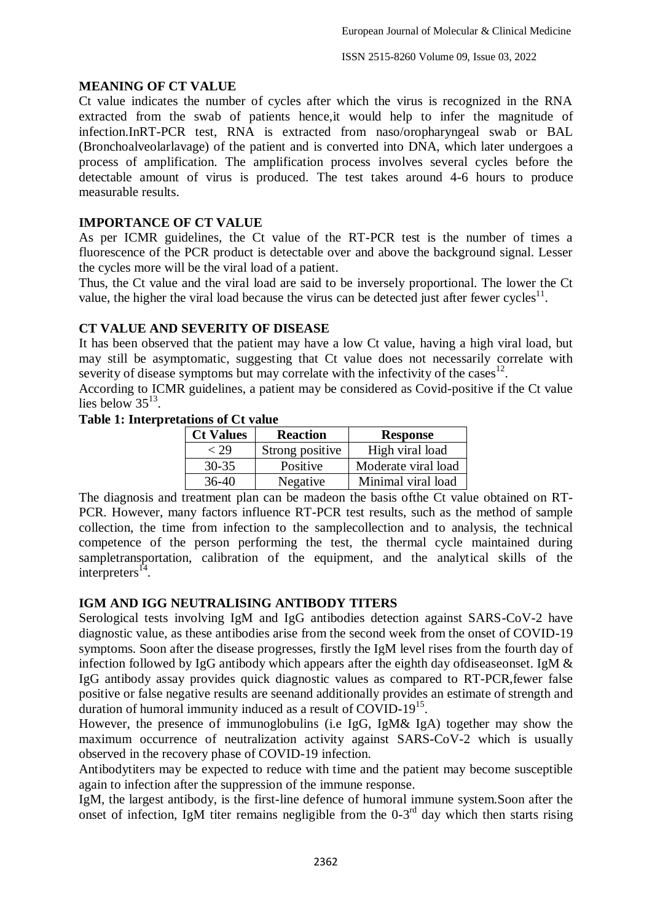## MEANING OF CT VALUE

Ct value indicates the number of cycles after which the virus is recognized in the RNA extracted from the swab of patients hence,it would help to infer the magnitude of infection.InRT-PCR test, RNA is extracted from naso/oropharyngeal swab or BAL (Bronchoalveolarlavage) of the patient and is converted into DNA, which later undergoes a process of amplification. The amplification process involves several cycles before the detectable amount of virus is produced. The test takes around 4-6 hours to produce measurable results.

## IMPORTANCE OF CT VALUE

As per ICMR guidelines, the Ct value of the RT-PCR test is the number of times a fluorescence of the PCR product is detectable over and above the background signal. Lesser the cycles more will be the viral load of a patient.

Thus, the Ct value and the viral load are said to be inversely proportional. The lower the Ct value, the higher the viral load because the virus can be detected just after fewer cycles[11].

## CT VALUE AND SEVERITY OF DISEASE

It has been observed that the patient may have a low Ct value, having a high viral load, but may still be asymptomatic, suggesting that Ct value does not necessarily correlate with severity of disease symptoms but may correlate with the infectivity of the cases[12].

According to ICMR guidelines, a patient may be considered as Covid-positive if the Ct value lies below 35[13].

**Table 1: Interpretations of Ct value**

| Ct Values | Reaction | Response |
|---|---|---|
| < 29 | Strong positive | High viral load |
| 30-35 | Positive | Moderate viral load |
| 36-40 | Negative | Minimal viral load |

The diagnosis and treatment plan can be madeon the basis ofthe Ct value obtained on RT-PCR. However, many factors influence RT-PCR test results, such as the method of sample collection, the time from infection to the samplecollection and to analysis, the technical competence of the person performing the test, the thermal cycle maintained during sampletransportation, calibration of the equipment, and the analytical skills of the interpreters[14].

## IGM AND IGG NEUTRALISING ANTIBODY TITERS

Serological tests involving IgM and IgG antibodies detection against SARS-CoV-2 have diagnostic value, as these antibodies arise from the second week from the onset of COVID-19 symptoms. Soon after the disease progresses, firstly the IgM level rises from the fourth day of infection followed by IgG antibody which appears after the eighth day ofdiseaseonset. IgM & IgG antibody assay provides quick diagnostic values as compared to RT-PCR,fewer false positive or false negative results are seenand additionally provides an estimate of strength and duration of humoral immunity induced as a result of COVID-19[15].

However, the presence of immunoglobulins (i.e IgG, IgM& IgA) together may show the maximum occurrence of neutralization activity against SARS-CoV-2 which is usually observed in the recovery phase of COVID-19 infection.

Antibodytiters may be expected to reduce with time and the patient may become susceptible again to infection after the suppression of the immune response.

IgM, the largest antibody, is the first-line defence of humoral immune system.Soon after the onset of infection, IgM titer remains negligible from the 0-3rd day which then starts rising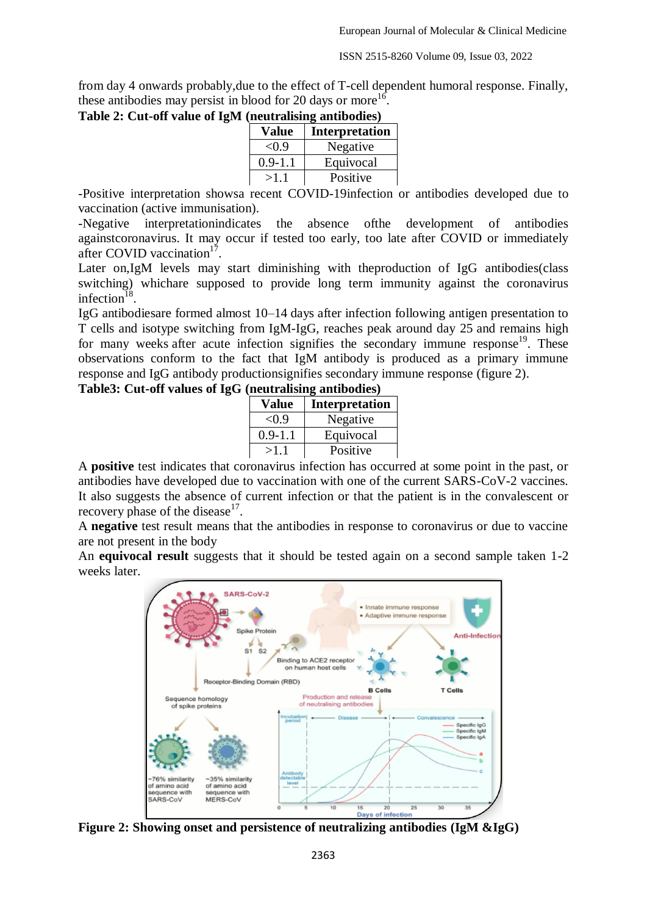from day 4 onwards probably,due to the effect of T-cell dependent humoral response. Finally, these antibodies may persist in blood for 20 days or more[16].

**Table 2: Cut-off value of IgM (neutralising antibodies)**

| Value | Interpretation |
|---|---|
| <0.9 | Negative |
| 0.9-1.1 | Equivocal |
| >1.1 | Positive |

-Positive interpretation showsa recent COVID-19infection or antibodies developed due to vaccination (active immunisation).

-Negative interpretationindicates the absence ofthe development of antibodies againstcoronavirus. It may occur if tested too early, too late after COVID or immediately after COVID vaccination[17].

Later on,IgM levels may start diminishing with theproduction of IgG antibodies(class switching) whichare supposed to provide long term immunity against the coronavirus infection[18].

IgG antibodiesare formed almost 10–14 days after infection following antigen presentation to T cells and isotype switching from IgM-IgG, reaches peak around day 25 and remains high for many weeks after acute infection signifies the secondary immune response[19]. These observations conform to the fact that IgM antibody is produced as a primary immune response and IgG antibody productionsignifies secondary immune response (figure 2).

**Table3: Cut-off values of IgG (neutralising antibodies)**

| Value | Interpretation |
|---|---|
| <0.9 | Negative |
| 0.9-1.1 | Equivocal |
| >1.1 | Positive |

A **positive** test indicates that coronavirus infection has occurred at some point in the past, or antibodies have developed due to vaccination with one of the current SARS-CoV-2 vaccines. It also suggests the absence of current infection or that the patient is in the convalescent or recovery phase of the disease[17].

A **negative** test result means that the antibodies in response to coronavirus or due to vaccine are not present in the body

An **equivocal result** suggests that it should be tested again on a second sample taken 1-2 weeks later.

**Figure 2: Showing onset and persistence of neutralizing antibodies (IgM &IgG)**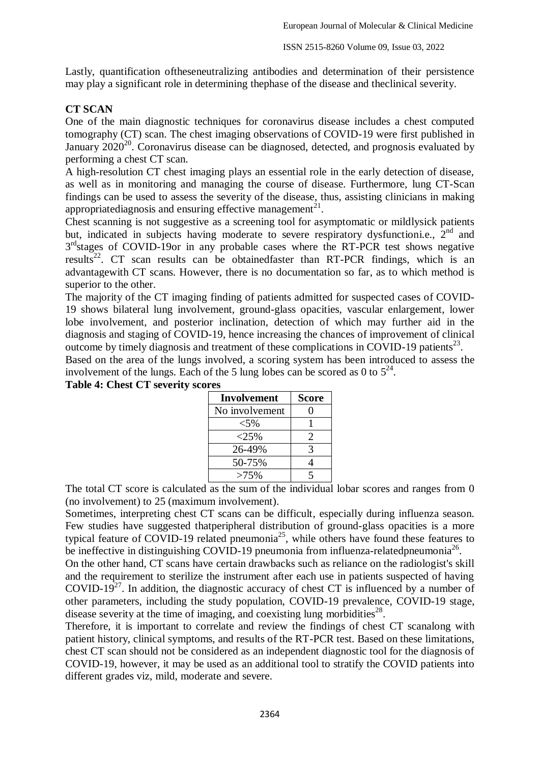Lastly, quantification ofthese neutralizing antibodies and determination of their persistence may play a significant role in determining thephase of the disease and theclinical severity.

## CT SCAN

One of the main diagnostic techniques for coronavirus disease includes a chest computed tomography (CT) scan. The chest imaging observations of COVID-19 were first published in January 2020[20]. Coronavirus disease can be diagnosed, detected, and prognosis evaluated by performing a chest CT scan.

A high-resolution CT chest imaging plays an essential role in the early detection of disease, as well as in monitoring and managing the course of disease. Furthermore, lung CT-Scan findings can be used to assess the severity of the disease, thus, assisting clinicians in making appropriatediagnosis and ensuring effective management[21].

Chest scanning is not suggestive as a screening tool for asymptomatic or mildlysick patients but, indicated in subjects having moderate to severe respiratory dysfunctioni.e., 2nd and 3rdstages of COVID-19or in any probable cases where the RT-PCR test shows negative results[22]. CT scan results can be obtainedfaster than RT-PCR findings, which is an advantagewith CT scans. However, there is no documentation so far, as to which method is superior to the other.

The majority of the CT imaging finding of patients admitted for suspected cases of COVID-19 shows bilateral lung involvement, ground-glass opacities, vascular enlargement, lower lobe involvement, and posterior inclination, detection of which may further aid in the diagnosis and staging of COVID-19, hence increasing the chances of improvement of clinical outcome by timely diagnosis and treatment of these complications in COVID-19 patients[23].

Based on the area of the lungs involved, a scoring system has been introduced to assess the involvement of the lungs. Each of the 5 lung lobes can be scored as 0 to 5[24].

**Table 4: Chest CT severity scores**

| Involvement | Score |
|---|---|
| No involvement | 0 |
| <5% | 1 |
| <25% | 2 |
| 26-49% | 3 |
| 50-75% | 4 |
| >75% | 5 |

The total CT score is calculated as the sum of the individual lobar scores and ranges from 0 (no involvement) to 25 (maximum involvement).

Sometimes, interpreting chest CT scans can be difficult, especially during influenza season. Few studies have suggested thatperipheral distribution of ground-glass opacities is a more typical feature of COVID-19 related pneumonia[25], while others have found these features to be ineffective in distinguishing COVID-19 pneumonia from influenza-relatedpneumonia[26].

On the other hand, CT scans have certain drawbacks such as reliance on the radiologist's skill and the requirement to sterilize the instrument after each use in patients suspected of having COVID-19[27]. In addition, the diagnostic accuracy of chest CT is influenced by a number of other parameters, including the study population, COVID-19 prevalence, COVID-19 stage, disease severity at the time of imaging, and coexisting lung morbidities[28].

Therefore, it is important to correlate and review the findings of chest CT scanalong with patient history, clinical symptoms, and results of the RT-PCR test. Based on these limitations, chest CT scan should not be considered as an independent diagnostic tool for the diagnosis of COVID-19, however, it may be used as an additional tool to stratify the COVID patients into different grades viz, mild, moderate and severe.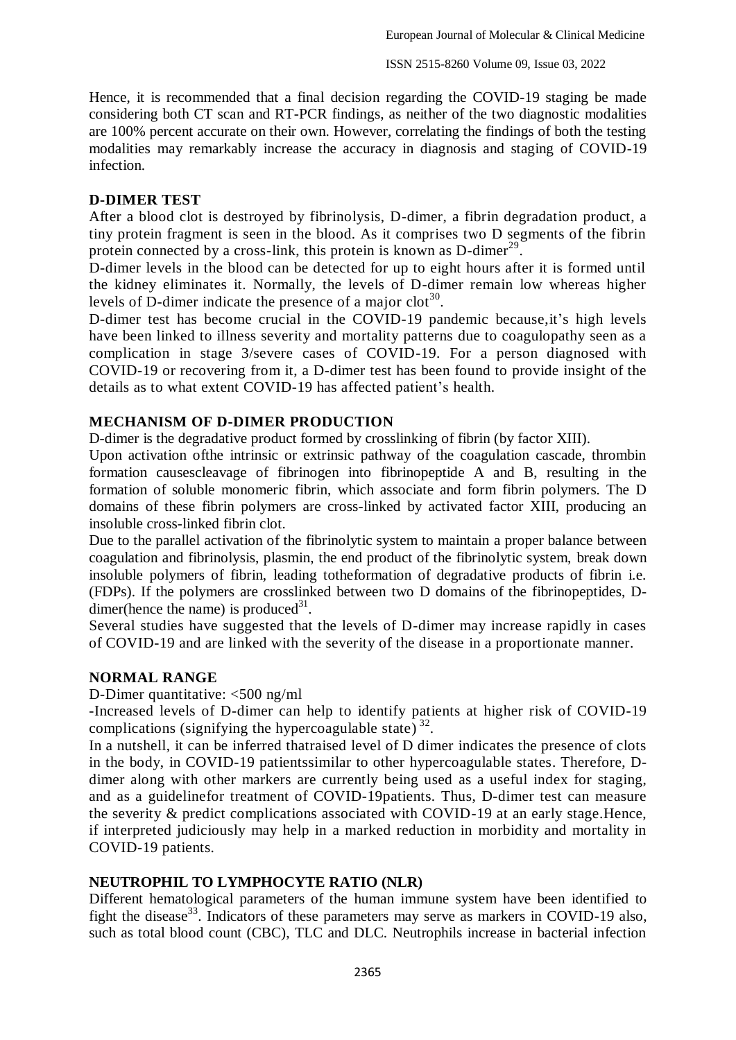Hence, it is recommended that a final decision regarding the COVID-19 staging be made considering both CT scan and RT-PCR findings, as neither of the two diagnostic modalities are 100% percent accurate on their own. However, correlating the findings of both the testing modalities may remarkably increase the accuracy in diagnosis and staging of COVID-19 infection.

## D-DIMER TEST

After a blood clot is destroyed by fibrinolysis, D-dimer, a fibrin degradation product, a tiny protein fragment is seen in the blood. As it comprises two D segments of the fibrin protein connected by a cross-link, this protein is known as D-dimer[29].

D-dimer levels in the blood can be detected for up to eight hours after it is formed until the kidney eliminates it. Normally, the levels of D-dimer remain low whereas higher levels of D-dimer indicate the presence of a major clot[30].

D-dimer test has become crucial in the COVID-19 pandemic because,it's high levels have been linked to illness severity and mortality patterns due to coagulopathy seen as a complication in stage 3/severe cases of COVID-19. For a person diagnosed with COVID-19 or recovering from it, a D-dimer test has been found to provide insight of the details as to what extent COVID-19 has affected patient's health.

## MECHANISM OF D-DIMER PRODUCTION

D-dimer is the degradative product formed by crosslinking of fibrin (by factor XIII).

Upon activation ofthe intrinsic or extrinsic pathway of the coagulation cascade, thrombin formation causescleavage of fibrinogen into fibrinopeptide A and B, resulting in the formation of soluble monomeric fibrin, which associate and form fibrin polymers. The D domains of these fibrin polymers are cross-linked by activated factor XIII, producing an insoluble cross-linked fibrin clot.

Due to the parallel activation of the fibrinolytic system to maintain a proper balance between coagulation and fibrinolysis, plasmin, the end product of the fibrinolytic system, break down insoluble polymers of fibrin, leading totheformation of degradative products of fibrin i.e. (FDPs). If the polymers are crosslinked between two D domains of the fibrinopeptides, D-dimer(hence the name) is produced[31].

Several studies have suggested that the levels of D-dimer may increase rapidly in cases of COVID-19 and are linked with the severity of the disease in a proportionate manner.

## NORMAL RANGE

D-Dimer quantitative: <500 ng/ml

-Increased levels of D-dimer can help to identify patients at higher risk of COVID-19 complications (signifying the hypercoagulable state) [32].

In a nutshell, it can be inferred thatraised level of D dimer indicates the presence of clots in the body, in COVID-19 patientssimilar to other hypercoagulable states. Therefore, D-dimer along with other markers are currently being used as a useful index for staging, and as a guidelinefor treatment of COVID-19patients. Thus, D-dimer test can measure the severity & predict complications associated with COVID-19 at an early stage.Hence, if interpreted judiciously may help in a marked reduction in morbidity and mortality in COVID-19 patients.

## NEUTROPHIL TO LYMPHOCYTE RATIO (NLR)

Different hematological parameters of the human immune system have been identified to fight the disease[33]. Indicators of these parameters may serve as markers in COVID-19 also, such as total blood count (CBC), TLC and DLC. Neutrophils increase in bacterial infection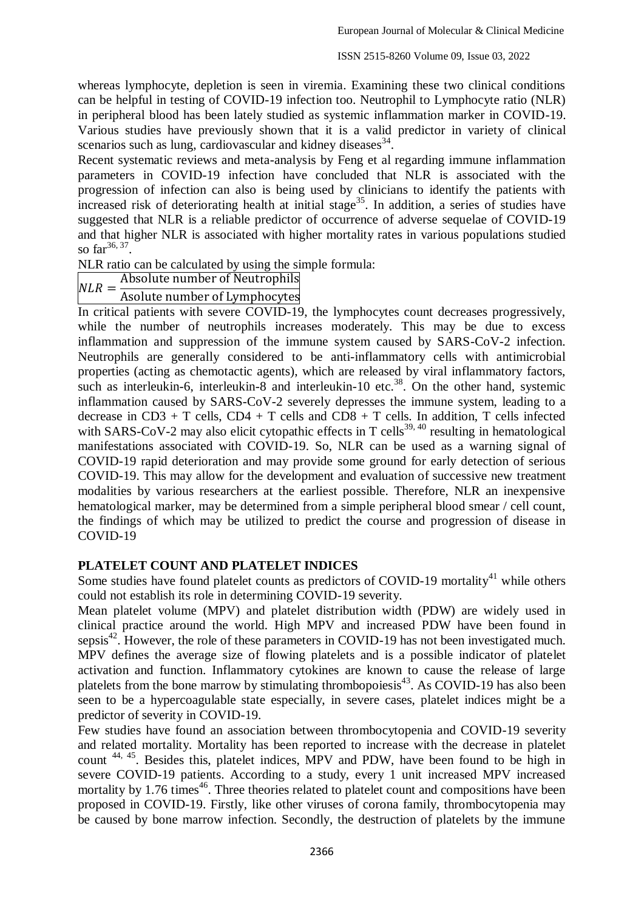whereas lymphocyte, depletion is seen in viremia. Examining these two clinical conditions can be helpful in testing of COVID-19 infection too. Neutrophil to Lymphocyte ratio (NLR) in peripheral blood has been lately studied as systemic inflammation marker in COVID-19. Various studies have previously shown that it is a valid predictor in variety of clinical scenarios such as lung, cardiovascular and kidney diseases[34].

Recent systematic reviews and meta-analysis by Feng et al regarding immune inflammation parameters in COVID-19 infection have concluded that NLR is associated with the progression of infection can also is being used by clinicians to identify the patients with increased risk of deteriorating health at initial stage[35]. In addition, a series of studies have suggested that NLR is a reliable predictor of occurrence of adverse sequelae of COVID-19 and that higher NLR is associated with higher mortality rates in various populations studied so far[36, 37].

NLR ratio can be calculated by using the simple formula:

$$NLR = \frac{\text{Absolute number of Neutrophils}}{\text{Asolute number of Lymphocytes}}$$

In critical patients with severe COVID-19, the lymphocytes count decreases progressively, while the number of neutrophils increases moderately. This may be due to excess inflammation and suppression of the immune system caused by SARS-CoV-2 infection. Neutrophils are generally considered to be anti-inflammatory cells with antimicrobial properties (acting as chemotactic agents), which are released by viral inflammatory factors, such as interleukin-6, interleukin-8 and interleukin-10 etc.[38]. On the other hand, systemic inflammation caused by SARS-CoV-2 severely depresses the immune system, leading to a decrease in CD3 + T cells, CD4 + T cells and CD8 + T cells. In addition, T cells infected with SARS-CoV-2 may also elicit cytopathic effects in T cells[39, 40] resulting in hematological manifestations associated with COVID-19. So, NLR can be used as a warning signal of COVID-19 rapid deterioration and may provide some ground for early detection of serious COVID-19. This may allow for the development and evaluation of successive new treatment modalities by various researchers at the earliest possible. Therefore, NLR an inexpensive hematological marker, may be determined from a simple peripheral blood smear / cell count, the findings of which may be utilized to predict the course and progression of disease in COVID-19

## PLATELET COUNT AND PLATELET INDICES

Some studies have found platelet counts as predictors of COVID-19 mortality[41] while others could not establish its role in determining COVID-19 severity.

Mean platelet volume (MPV) and platelet distribution width (PDW) are widely used in clinical practice around the world. High MPV and increased PDW have been found in sepsis[42]. However, the role of these parameters in COVID-19 has not been investigated much. MPV defines the average size of flowing platelets and is a possible indicator of platelet activation and function. Inflammatory cytokines are known to cause the release of large platelets from the bone marrow by stimulating thrombopoiesis[43]. As COVID-19 has also been seen to be a hypercoagulable state especially, in severe cases, platelet indices might be a predictor of severity in COVID-19.

Few studies have found an association between thrombocytopenia and COVID-19 severity and related mortality. Mortality has been reported to increase with the decrease in platelet count [44, 45]. Besides this, platelet indices, MPV and PDW, have been found to be high in severe COVID-19 patients. According to a study, every 1 unit increased MPV increased mortality by 1.76 times[46]. Three theories related to platelet count and compositions have been proposed in COVID-19. Firstly, like other viruses of corona family, thrombocytopenia may be caused by bone marrow infection. Secondly, the destruction of platelets by the immune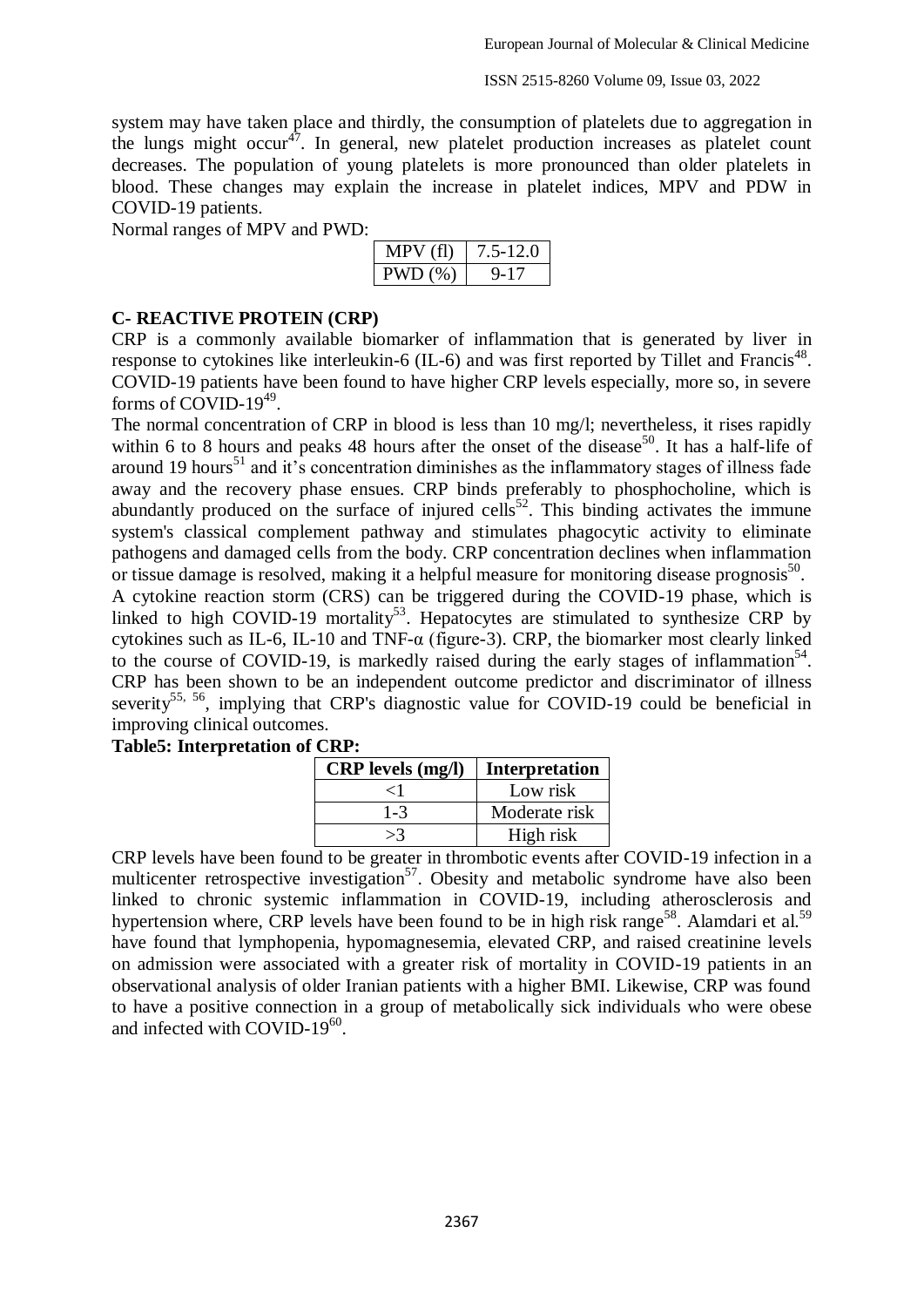system may have taken place and thirdly, the consumption of platelets due to aggregation in the lungs might occur[47]. In general, new platelet production increases as platelet count decreases. The population of young platelets is more pronounced than older platelets in blood. These changes may explain the increase in platelet indices, MPV and PDW in COVID-19 patients.

Normal ranges of MPV and PWD:

| MPV (fl) | 7.5-12.0 |
|---|---|
| PWD (%) | 9-17 |

## C- REACTIVE PROTEIN (CRP)

CRP is a commonly available biomarker of inflammation that is generated by liver in response to cytokines like interleukin-6 (IL-6) and was first reported by Tillet and Francis[48]. COVID-19 patients have been found to have higher CRP levels especially, more so, in severe forms of COVID-19[49].

The normal concentration of CRP in blood is less than 10 mg/l; nevertheless, it rises rapidly within 6 to 8 hours and peaks 48 hours after the onset of the disease[50]. It has a half-life of around 19 hours[51] and it's concentration diminishes as the inflammatory stages of illness fade away and the recovery phase ensues. CRP binds preferably to phosphocholine, which is abundantly produced on the surface of injured cells[52]. This binding activates the immune system's classical complement pathway and stimulates phagocytic activity to eliminate pathogens and damaged cells from the body. CRP concentration declines when inflammation or tissue damage is resolved, making it a helpful measure for monitoring disease prognosis[50].

A cytokine reaction storm (CRS) can be triggered during the COVID-19 phase, which is linked to high COVID-19 mortality[53]. Hepatocytes are stimulated to synthesize CRP by cytokines such as IL-6, IL-10 and TNF-α (figure-3). CRP, the biomarker most clearly linked to the course of COVID-19, is markedly raised during the early stages of inflammation[54]. CRP has been shown to be an independent outcome predictor and discriminator of illness severity[55, 56], implying that CRP's diagnostic value for COVID-19 could be beneficial in improving clinical outcomes.

**Table5: Interpretation of CRP:**

| CRP levels (mg/l) | Interpretation |
|---|---|
| <1 | Low risk |
| 1-3 | Moderate risk |
| >3 | High risk |

CRP levels have been found to be greater in thrombotic events after COVID-19 infection in a multicenter retrospective investigation[57]. Obesity and metabolic syndrome have also been linked to chronic systemic inflammation in COVID-19, including atherosclerosis and hypertension where, CRP levels have been found to be in high risk range[58]. Alamdari et al.[59] have found that lymphopenia, hypomagnesemia, elevated CRP, and raised creatinine levels on admission were associated with a greater risk of mortality in COVID-19 patients in an observational analysis of older Iranian patients with a higher BMI. Likewise, CRP was found to have a positive connection in a group of metabolically sick individuals who were obese and infected with COVID-19[60].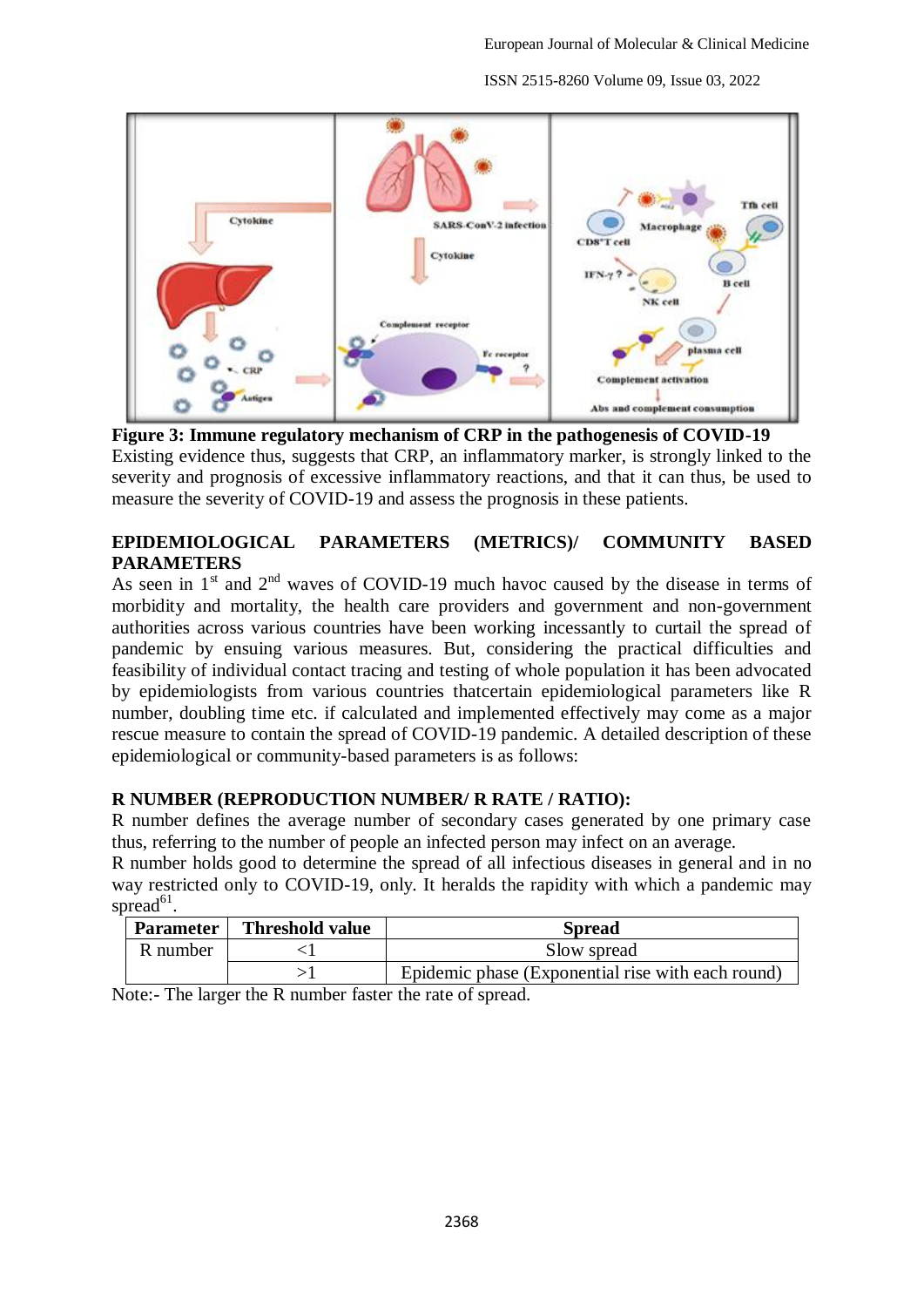**Figure 3: Immune regulatory mechanism of CRP in the pathogenesis of COVID-19**

Existing evidence thus, suggests that CRP, an inflammatory marker, is strongly linked to the severity and prognosis of excessive inflammatory reactions, and that it can thus, be used to measure the severity of COVID-19 and assess the prognosis in these patients.

## EPIDEMIOLOGICAL PARAMETERS (METRICS)/ COMMUNITY BASED PARAMETERS

As seen in 1st and 2nd waves of COVID-19 much havoc caused by the disease in terms of morbidity and mortality, the health care providers and government and non-government authorities across various countries have been working incessantly to curtail the spread of pandemic by ensuing various measures. But, considering the practical difficulties and feasibility of individual contact tracing and testing of whole population it has been advocated by epidemiologists from various countries thatcertain epidemiological parameters like R number, doubling time etc. if calculated and implemented effectively may come as a major rescue measure to contain the spread of COVID-19 pandemic. A detailed description of these epidemiological or community-based parameters is as follows:

### R NUMBER (REPRODUCTION NUMBER/ R RATE / RATIO):

R number defines the average number of secondary cases generated by one primary case thus, referring to the number of people an infected person may infect on an average.

R number holds good to determine the spread of all infectious diseases in general and in no way restricted only to COVID-19, only. It heralds the rapidity with which a pandemic may spread[61].

| Parameter | Threshold value | Spread |
|---|---|---|
| R number | <1 | Slow spread |
| | >1 | Epidemic phase (Exponential rise with each round) |

Note:- The larger the R number faster the rate of spread.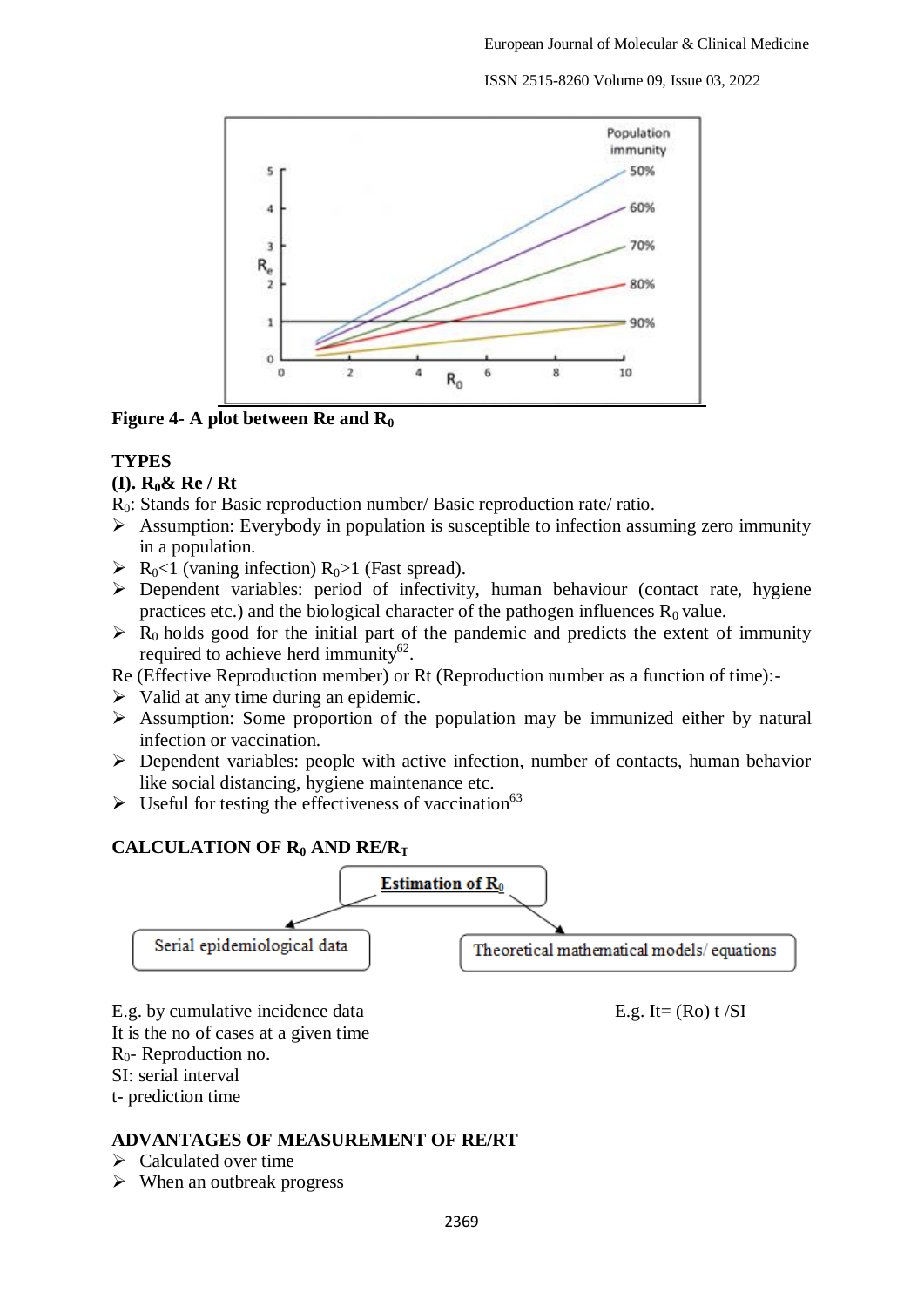Figure 4- A plot between Re and $R_0$

**TYPES**

**(I). $R_0$& Re / Rt**

$R_0$: Stands for Basic reproduction number/ Basic reproduction rate/ ratio.

- Assumption: Everybody in population is susceptible to infection assuming zero immunity in a population.
- $R_0$<1 (vaning infection) $R_0$>1 (Fast spread).
- Dependent variables: period of infectivity, human behaviour (contact rate, hygiene practices etc.) and the biological character of the pathogen influences $R_0$ value.
- $R_0$ holds good for the initial part of the pandemic and predicts the extent of immunity required to achieve herd immunity[62].

Re (Effective Reproduction member) or Rt (Reproduction number as a function of time):-

- Valid at any time during an epidemic.
- Assumption: Some proportion of the population may be immunized either by natural infection or vaccination.
- Dependent variables: people with active infection, number of contacts, human behavior like social distancing, hygiene maintenance etc.
- Useful for testing the effectiveness of vaccination[63]

**CALCULATION OF $R_0$ AND RE/$R_T$**

**Estimation of $R_0$**

- Serial epidemiological data
- Theoretical mathematical models/ equations

E.g. by cumulative incidence data

It is the no of cases at a given time

$R_0$- Reproduction no.

SI: serial interval

t- prediction time

E.g. It= (Ro) t /SI

**ADVANTAGES OF MEASUREMENT OF RE/RT**

- Calculated over time
- When an outbreak progress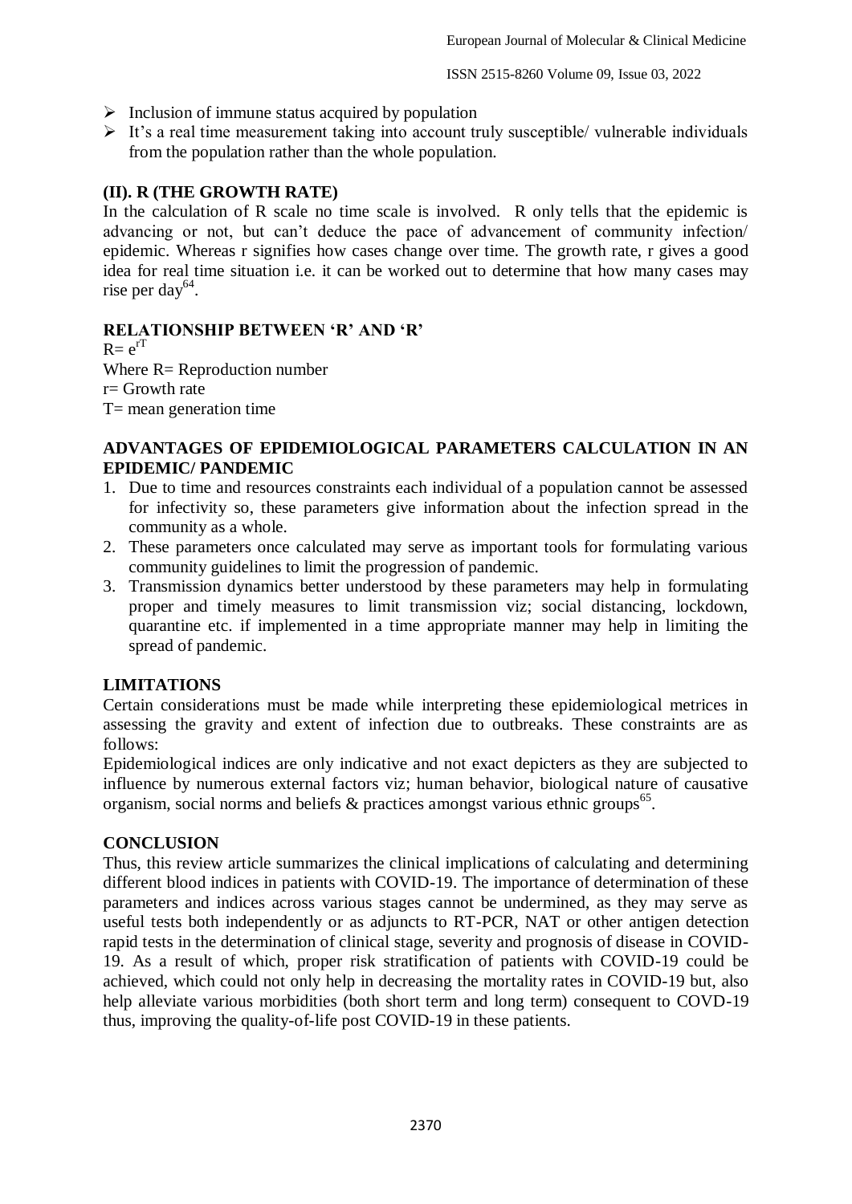- Inclusion of immune status acquired by population
- It's a real time measurement taking into account truly susceptible/ vulnerable individuals from the population rather than the whole population.

### (II). R (THE GROWTH RATE)

In the calculation of R scale no time scale is involved. R only tells that the epidemic is advancing or not, but can't deduce the pace of advancement of community infection/ epidemic. Whereas r signifies how cases change over time. The growth rate, r gives a good idea for real time situation i.e. it can be worked out to determine that how many cases may rise per day[64].

### RELATIONSHIP BETWEEN 'R' AND 'R'

$R = e^{rT}$

Where R= Reproduction number

r= Growth rate

T= mean generation time

### ADVANTAGES OF EPIDEMIOLOGICAL PARAMETERS CALCULATION IN AN EPIDEMIC/ PANDEMIC

1. Due to time and resources constraints each individual of a population cannot be assessed for infectivity so, these parameters give information about the infection spread in the community as a whole.
2. These parameters once calculated may serve as important tools for formulating various community guidelines to limit the progression of pandemic.
3. Transmission dynamics better understood by these parameters may help in formulating proper and timely measures to limit transmission viz; social distancing, lockdown, quarantine etc. if implemented in a time appropriate manner may help in limiting the spread of pandemic.

### LIMITATIONS

Certain considerations must be made while interpreting these epidemiological metrices in assessing the gravity and extent of infection due to outbreaks. These constraints are as follows:

Epidemiological indices are only indicative and not exact depicters as they are subjected to influence by numerous external factors viz; human behavior, biological nature of causative organism, social norms and beliefs & practices amongst various ethnic groups[65].

### CONCLUSION

Thus, this review article summarizes the clinical implications of calculating and determining different blood indices in patients with COVID-19. The importance of determination of these parameters and indices across various stages cannot be undermined, as they may serve as useful tests both independently or as adjuncts to RT-PCR, NAT or other antigen detection rapid tests in the determination of clinical stage, severity and prognosis of disease in COVID-19. As a result of which, proper risk stratification of patients with COVID-19 could be achieved, which could not only help in decreasing the mortality rates in COVID-19 but, also help alleviate various morbidities (both short term and long term) consequent to COVD-19 thus, improving the quality-of-life post COVID-19 in these patients.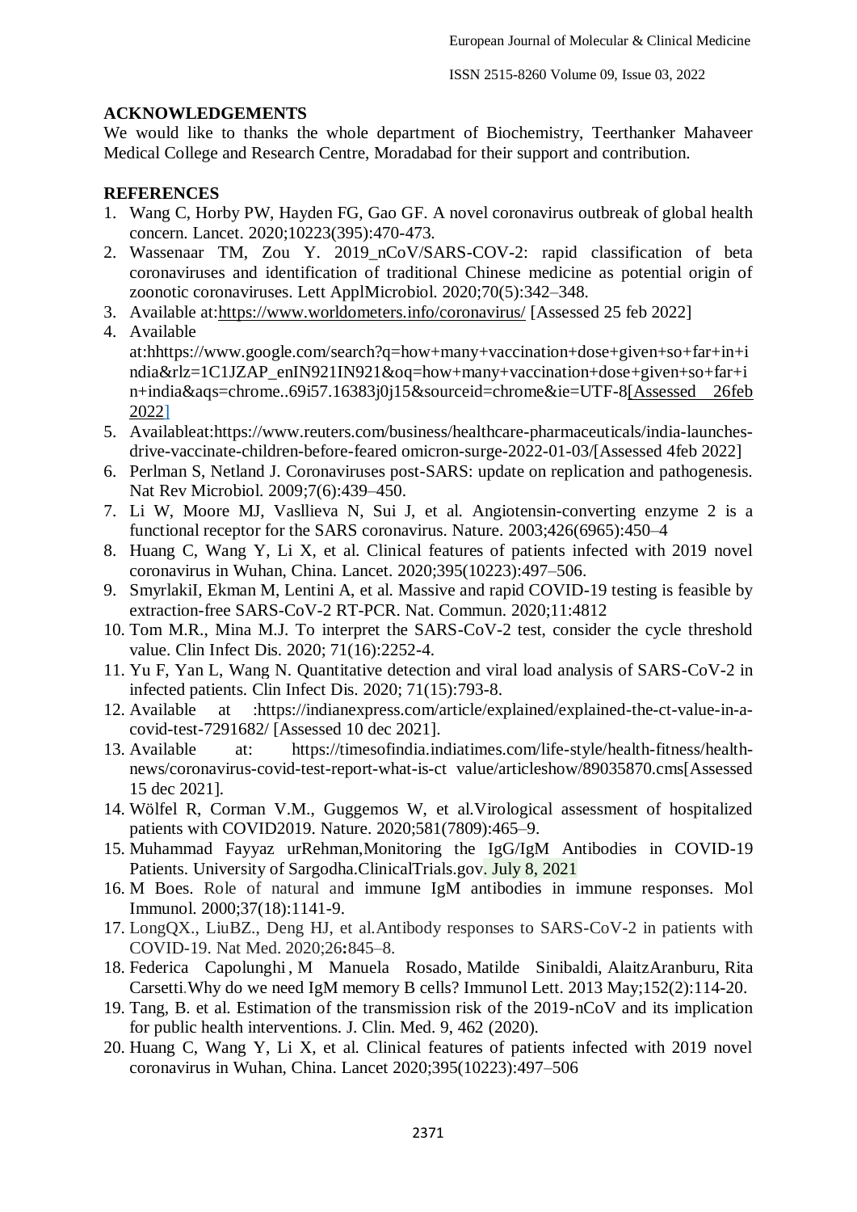## ACKNOWLEDGEMENTS

We would like to thanks the whole department of Biochemistry, Teerthanker Mahaveer Medical College and Research Centre, Moradabad for their support and contribution.

## REFERENCES

1. Wang C, Horby PW, Hayden FG, Gao GF. A novel coronavirus outbreak of global health concern. Lancet. 2020;10223(395):470-473.
2. Wassenaar TM, Zou Y. 2019_nCoV/SARS-COV-2: rapid classification of beta coronaviruses and identification of traditional Chinese medicine as potential origin of zoonotic coronaviruses. Lett ApplMicrobiol. 2020;70(5):342–348.
3. Available at:https://www.worldometers.info/coronavirus/ [Assessed 25 feb 2022]
4. Available at:hhttps://www.google.com/search?q=how+many+vaccination+dose+given+so+far+in+india&rlz=1C1JZAP_enIN921IN921&oq=how+many+vaccination+dose+given+so+far+in+india&aqs=chrome..69i57.16383j0j15&sourceid=chrome&ie=UTF-8[Assessed 26feb 2022]
5. Availableat:https://www.reuters.com/business/healthcare-pharmaceuticals/india-launches-drive-vaccinate-children-before-feared omicron-surge-2022-01-03/[Assessed 4feb 2022]
6. Perlman S, Netland J. Coronaviruses post-SARS: update on replication and pathogenesis. Nat Rev Microbiol. 2009;7(6):439–450.
7. Li W, Moore MJ, Vasllieva N, Sui J, et al. Angiotensin-converting enzyme 2 is a functional receptor for the SARS coronavirus. Nature. 2003;426(6965):450–4
8. Huang C, Wang Y, Li X, et al. Clinical features of patients infected with 2019 novel coronavirus in Wuhan, China. Lancet. 2020;395(10223):497–506.
9. SmyrlakiI, Ekman M, Lentini A, et al. Massive and rapid COVID-19 testing is feasible by extraction-free SARS-CoV-2 RT-PCR. Nat. Commun. 2020;11:4812
10. Tom M.R., Mina M.J. To interpret the SARS-CoV-2 test, consider the cycle threshold value. Clin Infect Dis. 2020; 71(16):2252-4.
11. Yu F, Yan L, Wang N. Quantitative detection and viral load analysis of SARS-CoV-2 in infected patients. Clin Infect Dis. 2020; 71(15):793-8.
12. Available at :https://indianexpress.com/article/explained/explained-the-ct-value-in-a-covid-test-7291682/ [Assessed 10 dec 2021].
13. Available at: https://timesofindia.indiatimes.com/life-style/health-fitness/health-news/coronavirus-covid-test-report-what-is-ct value/articleshow/89035870.cms[Assessed 15 dec 2021].
14. Wölfel R, Corman V.M., Guggemos W, et al.Virological assessment of hospitalized patients with COVID2019. Nature. 2020;581(7809):465–9.
15. Muhammad Fayyaz urRehman,Monitoring the IgG/IgM Antibodies in COVID-19 Patients. University of Sargodha.ClinicalTrials.gov. July 8, 2021
16. M Boes. Role of natural and immune IgM antibodies in immune responses. Mol Immunol. 2000;37(18):1141-9.
17. LongQX., LiuBZ., Deng HJ, et al.Antibody responses to SARS-CoV-2 in patients with COVID-19. Nat Med. 2020;26**:**845–8.
18. Federica Capolunghi, M Manuela Rosado, Matilde Sinibaldi, AlaitzAranburu, Rita Carsetti.Why do we need IgM memory B cells? Immunol Lett. 2013 May;152(2):114-20.
19. Tang, B. et al. Estimation of the transmission risk of the 2019-nCoV and its implication for public health interventions. J. Clin. Med. 9, 462 (2020).
20. Huang C, Wang Y, Li X, et al. Clinical features of patients infected with 2019 novel coronavirus in Wuhan, China. Lancet 2020;395(10223):497–506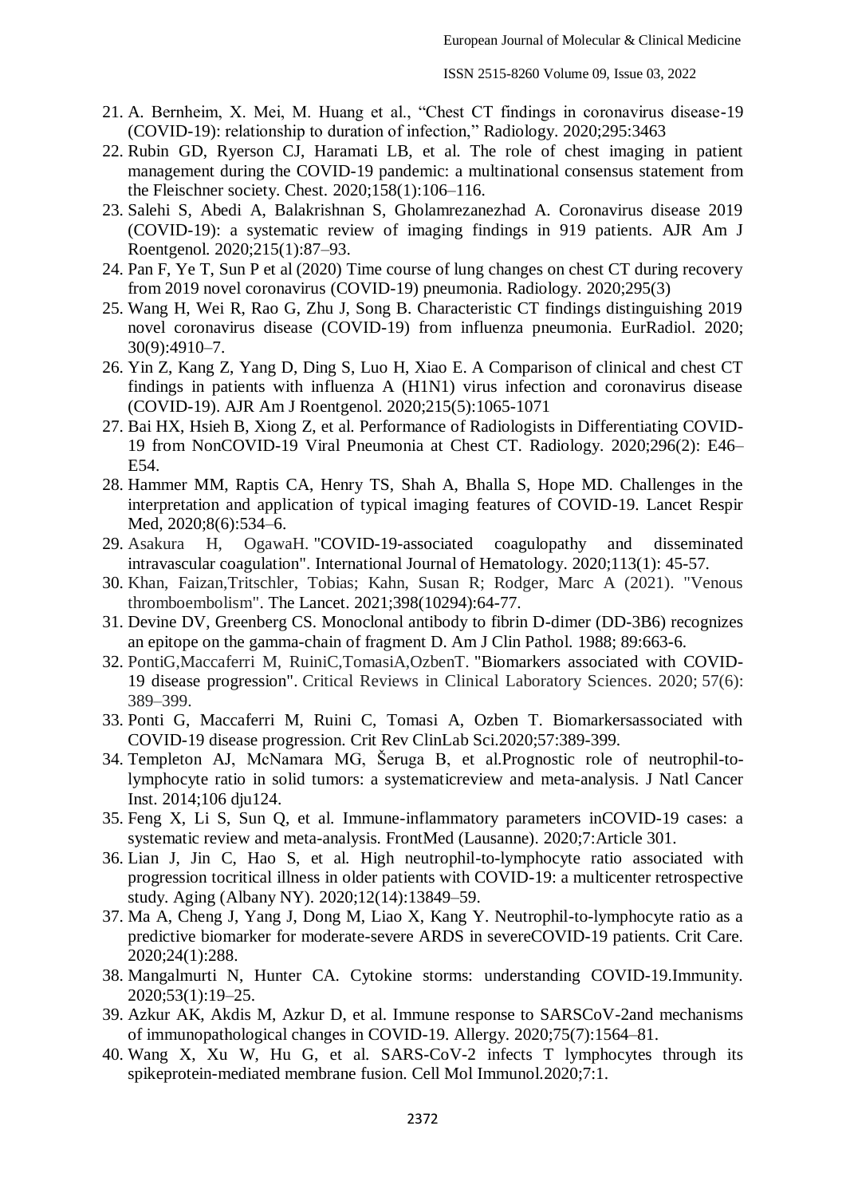21. A. Bernheim, X. Mei, M. Huang et al., "Chest CT findings in coronavirus disease-19 (COVID-19): relationship to duration of infection," Radiology. 2020;295:3463
22. Rubin GD, Ryerson CJ, Haramati LB, et al. The role of chest imaging in patient management during the COVID-19 pandemic: a multinational consensus statement from the Fleischner society. Chest. 2020;158(1):106–116.
23. Salehi S, Abedi A, Balakrishnan S, Gholamrezanezhad A. Coronavirus disease 2019 (COVID-19): a systematic review of imaging findings in 919 patients. AJR Am J Roentgenol. 2020;215(1):87–93.
24. Pan F, Ye T, Sun P et al (2020) Time course of lung changes on chest CT during recovery from 2019 novel coronavirus (COVID-19) pneumonia. Radiology. 2020;295(3)
25. Wang H, Wei R, Rao G, Zhu J, Song B. Characteristic CT findings distinguishing 2019 novel coronavirus disease (COVID-19) from influenza pneumonia. EurRadiol. 2020; 30(9):4910–7.
26. Yin Z, Kang Z, Yang D, Ding S, Luo H, Xiao E. A Comparison of clinical and chest CT findings in patients with influenza A (H1N1) virus infection and coronavirus disease (COVID-19). AJR Am J Roentgenol. 2020;215(5):1065-1071
27. Bai HX, Hsieh B, Xiong Z, et al. Performance of Radiologists in Differentiating COVID-19 from NonCOVID-19 Viral Pneumonia at Chest CT. Radiology. 2020;296(2): E46–E54.
28. Hammer MM, Raptis CA, Henry TS, Shah A, Bhalla S, Hope MD. Challenges in the interpretation and application of typical imaging features of COVID-19. Lancet Respir Med, 2020;8(6):534–6.
29. Asakura H, OgawaH. "COVID-19-associated coagulopathy and disseminated intravascular coagulation". International Journal of Hematology. 2020;113(1): 45-57.
30. Khan, Faizan,Tritschler, Tobias; Kahn, Susan R; Rodger, Marc A (2021). "Venous thromboembolism". The Lancet. 2021;398(10294):64-77.
31. Devine DV, Greenberg CS. Monoclonal antibody to fibrin D-dimer (DD-3B6) recognizes an epitope on the gamma-chain of fragment D. Am J Clin Pathol. 1988; 89:663-6.
32. PontiG,Maccaferri M, RuiniC,TomasiA,OzbenT. "Biomarkers associated with COVID-19 disease progression". Critical Reviews in Clinical Laboratory Sciences. 2020; 57(6): 389–399.
33. Ponti G, Maccaferri M, Ruini C, Tomasi A, Ozben T. Biomarkersassociated with COVID-19 disease progression. Crit Rev ClinLab Sci.2020;57:389-399.
34. Templeton AJ, McNamara MG, Šeruga B, et al.Prognostic role of neutrophil-to-lymphocyte ratio in solid tumors: a systematicreview and meta-analysis. J Natl Cancer Inst. 2014;106 dju124.
35. Feng X, Li S, Sun Q, et al. Immune-inflammatory parameters inCOVID-19 cases: a systematic review and meta-analysis. FrontMed (Lausanne). 2020;7:Article 301.
36. Lian J, Jin C, Hao S, et al. High neutrophil-to-lymphocyte ratio associated with progression tocritical illness in older patients with COVID-19: a multicenter retrospective study. Aging (Albany NY). 2020;12(14):13849–59.
37. Ma A, Cheng J, Yang J, Dong M, Liao X, Kang Y. Neutrophil-to-lymphocyte ratio as a predictive biomarker for moderate-severe ARDS in severeCOVID-19 patients. Crit Care. 2020;24(1):288.
38. Mangalmurti N, Hunter CA. Cytokine storms: understanding COVID-19.Immunity. 2020;53(1):19–25.
39. Azkur AK, Akdis M, Azkur D, et al. Immune response to SARSCoV-2and mechanisms of immunopathological changes in COVID-19. Allergy. 2020;75(7):1564–81.
40. Wang X, Xu W, Hu G, et al. SARS-CoV-2 infects T lymphocytes through its spikeprotein-mediated membrane fusion. Cell Mol Immunol.2020;7:1.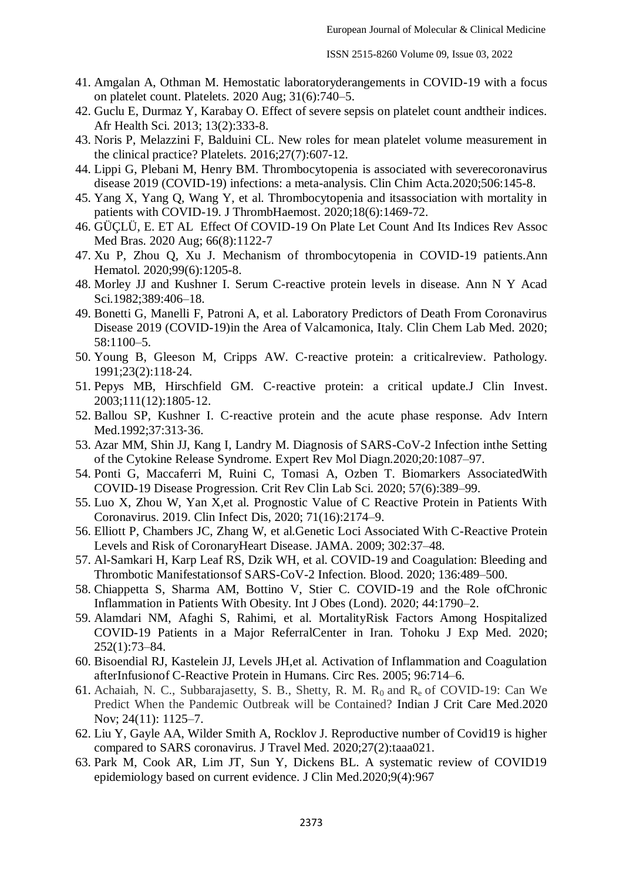41. Amgalan A, Othman M. Hemostatic laboratoryderangements in COVID-19 with a focus on platelet count. Platelets. 2020 Aug; 31(6):740–5.
42. Guclu E, Durmaz Y, Karabay O. Effect of severe sepsis on platelet count andtheir indices. Afr Health Sci. 2013; 13(2):333-8.
43. Noris P, Melazzini F, Balduini CL. New roles for mean platelet volume measurement in the clinical practice? Platelets. 2016;27(7):607-12.
44. Lippi G, Plebani M, Henry BM. Thrombocytopenia is associated with severecoronavirus disease 2019 (COVID-19) infections: a meta-analysis. Clin Chim Acta.2020;506:145-8.
45. Yang X, Yang Q, Wang Y, et al. Thrombocytopenia and itsassociation with mortality in patients with COVID-19. J ThrombHaemost. 2020;18(6):1469-72.
46. GÜÇLÜ, E. ET AL Effect Of COVID-19 On Plate Let Count And Its Indices Rev Assoc Med Bras. 2020 Aug; 66(8):1122-7
47. Xu P, Zhou Q, Xu J. Mechanism of thrombocytopenia in COVID-19 patients.Ann Hematol. 2020;99(6):1205-8.
48. Morley JJ and Kushner I. Serum C-reactive protein levels in disease. Ann N Y Acad Sci.1982;389:406–18.
49. Bonetti G, Manelli F, Patroni A, et al. Laboratory Predictors of Death From Coronavirus Disease 2019 (COVID-19)in the Area of Valcamonica, Italy. Clin Chem Lab Med. 2020; 58:1100–5.
50. Young B, Gleeson M, Cripps AW. C-reactive protein: a criticalreview. Pathology. 1991;23(2):118-24.
51. Pepys MB, Hirschfield GM. C-reactive protein: a critical update.J Clin Invest. 2003;111(12):1805-12.
52. Ballou SP, Kushner I. C-reactive protein and the acute phase response. Adv Intern Med.1992;37:313-36.
53. Azar MM, Shin JJ, Kang I, Landry M. Diagnosis of SARS-CoV-2 Infection inthe Setting of the Cytokine Release Syndrome. Expert Rev Mol Diagn.2020;20:1087–97.
54. Ponti G, Maccaferri M, Ruini C, Tomasi A, Ozben T. Biomarkers AssociatedWith COVID-19 Disease Progression. Crit Rev Clin Lab Sci. 2020; 57(6):389–99.
55. Luo X, Zhou W, Yan X,et al. Prognostic Value of C Reactive Protein in Patients With Coronavirus. 2019. Clin Infect Dis, 2020; 71(16):2174–9.
56. Elliott P, Chambers JC, Zhang W, et al.Genetic Loci Associated With C-Reactive Protein Levels and Risk of CoronaryHeart Disease. JAMA. 2009; 302:37–48.
57. Al-Samkari H, Karp Leaf RS, Dzik WH, et al. COVID-19 and Coagulation: Bleeding and Thrombotic Manifestationsof SARS-CoV-2 Infection. Blood. 2020; 136:489–500.
58. Chiappetta S, Sharma AM, Bottino V, Stier C. COVID-19 and the Role ofChronic Inflammation in Patients With Obesity. Int J Obes (Lond). 2020; 44:1790–2.
59. Alamdari NM, Afaghi S, Rahimi, et al. MortalityRisk Factors Among Hospitalized COVID-19 Patients in a Major ReferralCenter in Iran. Tohoku J Exp Med. 2020; 252(1):73–84.
60. Bisoendial RJ, Kastelein JJ, Levels JH,et al. Activation of Inflammation and Coagulation afterInfusionof C-Reactive Protein in Humans. Circ Res. 2005; 96:714–6.
61. Achaiah, N. C., Subbarajasetty, S. B., Shetty, R. M. $R_0$ and $R_e$ of COVID-19: Can We Predict When the Pandemic Outbreak will be Contained? Indian J Crit Care Med.2020 Nov; 24(11): 1125–7.
62. Liu Y, Gayle AA, Wilder Smith A, Rocklov J. Reproductive number of Covid19 is higher compared to SARS coronavirus. J Travel Med. 2020;27(2):taaa021.
63. Park M, Cook AR, Lim JT, Sun Y, Dickens BL. A systematic review of COVID19 epidemiology based on current evidence. J Clin Med.2020;9(4):967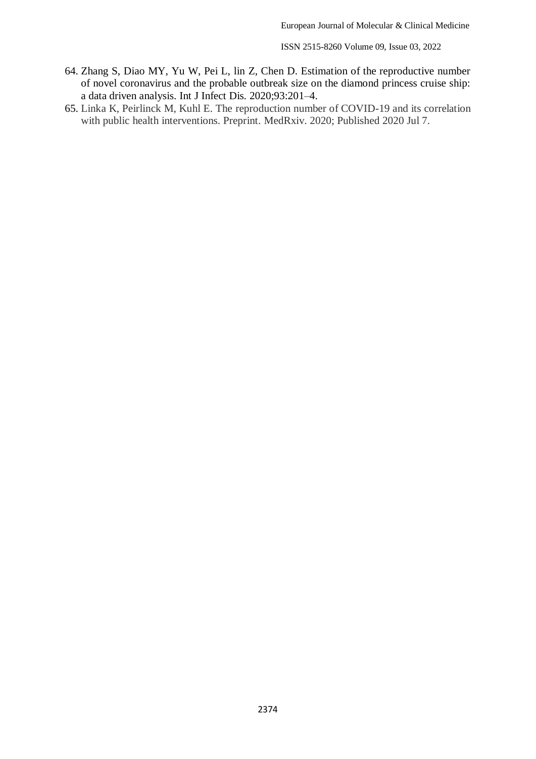64. Zhang S, Diao MY, Yu W, Pei L, lin Z, Chen D. Estimation of the reproductive number of novel coronavirus and the probable outbreak size on the diamond princess cruise ship: a data driven analysis. Int J Infect Dis. 2020;93:201–4.
65. Linka K, Peirlinck M, Kuhl E. The reproduction number of COVID-19 and its correlation with public health interventions. Preprint. MedRxiv. 2020; Published 2020 Jul 7.